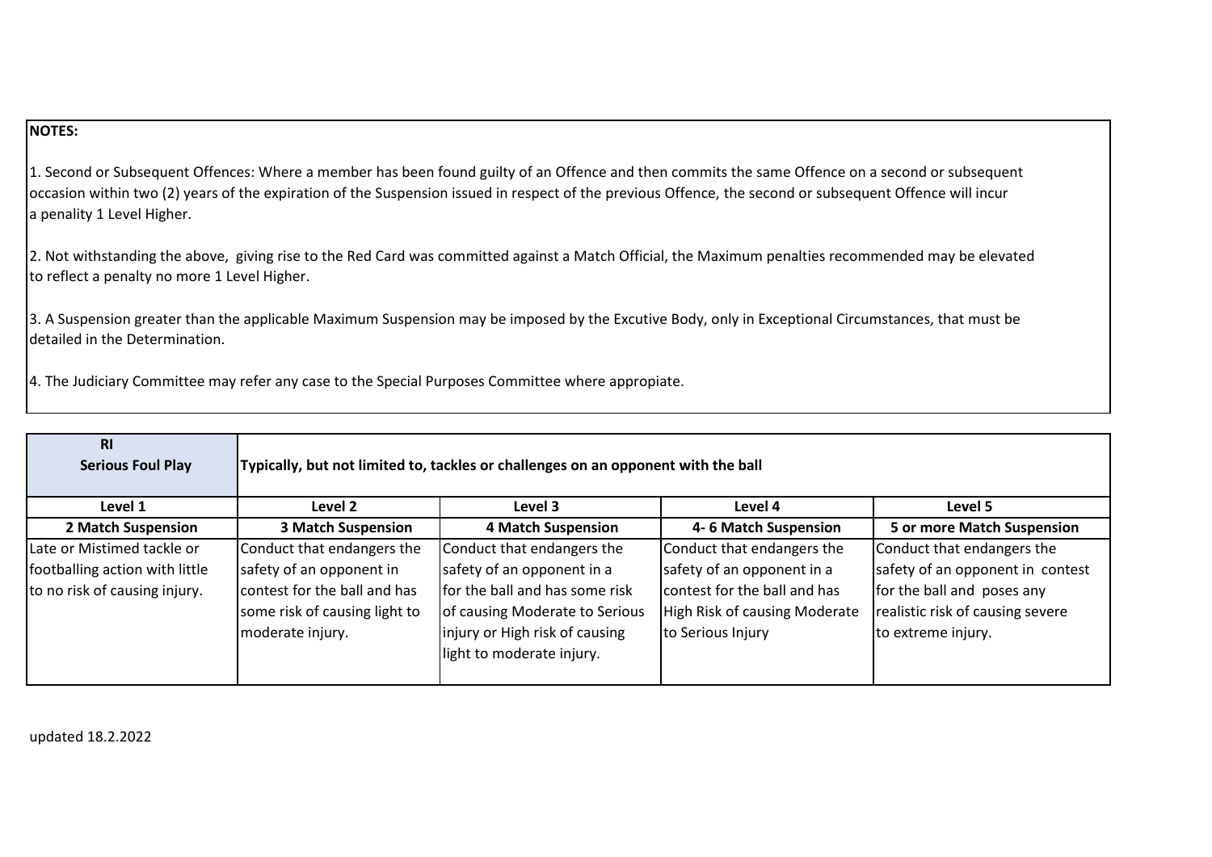**NOTES:**

1. Second or Subsequent Offences: Where a member has been found guilty of an Offence and then commits the same Offence on a second or subsequent occasion within two (2) years of the expiration of the Suspension issued in respect of the previous Offence, the second or subsequent Offence will incur a penality 1 Level Higher.

2. Not withstanding the above, giving rise to the Red Card was committed against a Match Official, the Maximum penalties recommended may be elevated to reflect a penalty no more 1 Level Higher.

3. A Suspension greater than the applicable Maximum Suspension may be imposed by the Excutive Body, only in Exceptional Circumstances, that must be detailed in the Determination.

4. The Judiciary Committee may refer any case to the Special Purposes Committee where appropiate.

| **RI Serious Foul Play** | **Typically, but not limited to, tackles or challenges on an opponent with the ball** | | | |
|---|---|---|---|---|
| **Level 1** | **Level 2** | **Level 3** | **Level 4** | **Level 5** |
| **2 Match Suspension** | **3 Match Suspension** | **4 Match Suspension** | **4- 6 Match Suspension** | **5 or more Match Suspension** |
| Late or Mistimed tackle or footballing action with little to no risk of causing injury. | Conduct that endangers the safety of an opponent in contest for the ball and has some risk of causing light to moderate injury. | Conduct that endangers the safety of an opponent in a for the ball and has some risk of causing Moderate to Serious injury or High risk of causing light to moderate injury. | Conduct that endangers the safety of an opponent in a contest for the ball and has High Risk of causing Moderate to Serious Injury | Conduct that endangers the safety of an opponent in contest for the ball and poses any realistic risk of causing severe to extreme injury. |

updated 18.2.2022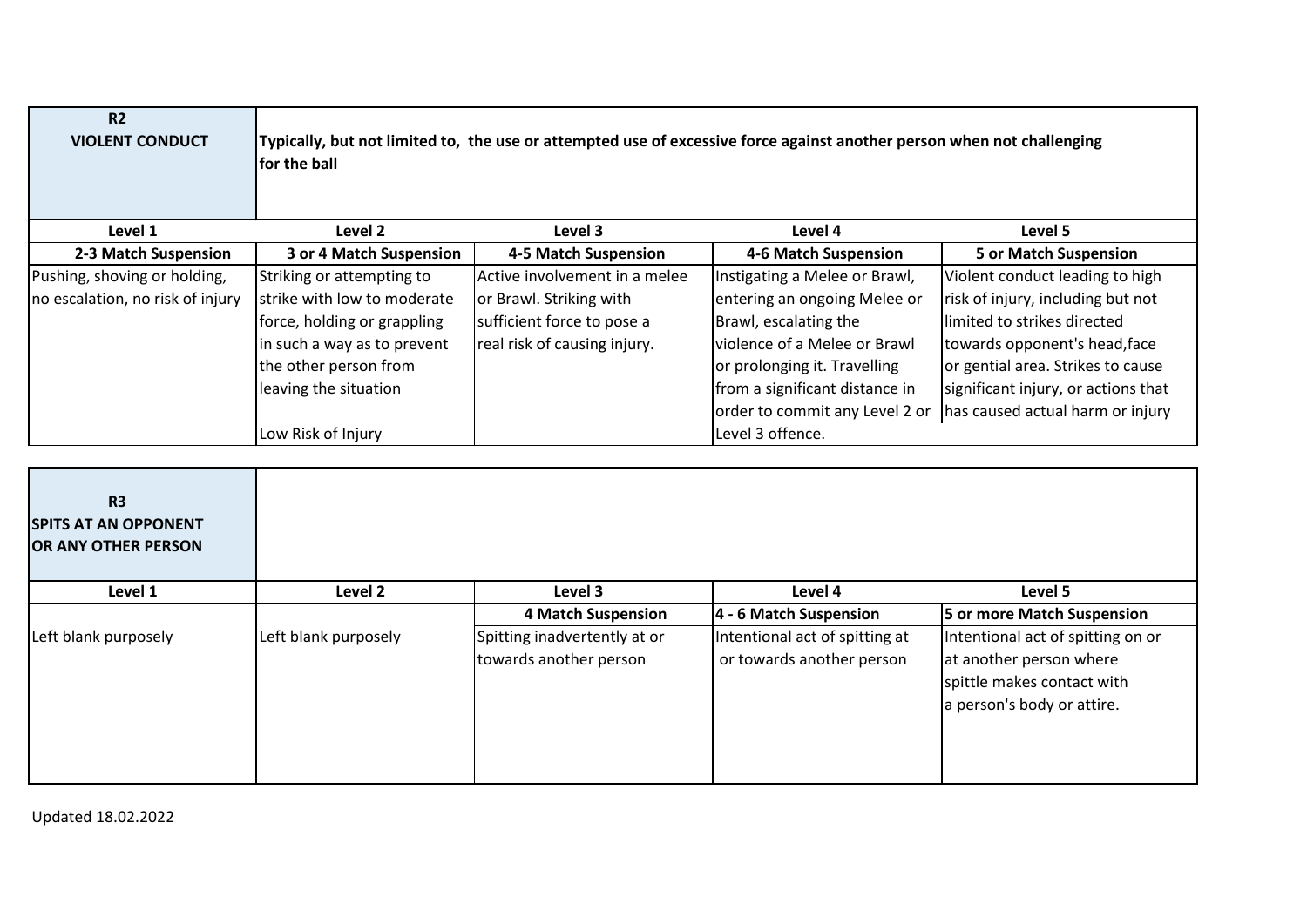| R2 VIOLENT CONDUCT | Typically, but not limited to, the use or attempted use of excessive force against another person when not challenging for the ball | | | |
|---|---|---|---|---|
| **Level 1** | **Level 2** | **Level 3** | **Level 4** | **Level 5** |
| **2-3 Match Suspension** | **3 or 4 Match Suspension** | **4-5 Match Suspension** | **4-6 Match Suspension** | **5 or Match Suspension** |
| Pushing, shoving or holding, no escalation, no risk of injury | Striking or attempting to strike with low to moderate force, holding or grappling in such a way as to prevent the other person from leaving the situation<br><br>Low Risk of Injury | Active involvement in a melee or Brawl. Striking with sufficient force to pose a real risk of causing injury. | Instigating a Melee or Brawl, entering an ongoing Melee or Brawl, escalating the violence of a Melee or Brawl or prolonging it. Travelling from a significant distance in order to commit any Level 2 or Level 3 offence. | Violent conduct leading to high risk of injury, including but not limited to strikes directed towards opponent's head,face or gential area. Strikes to cause significant injury, or actions that has caused actual harm or injury |

| R3 SPITS AT AN OPPONENT OR ANY OTHER PERSON | | | | |
|---|---|---|---|---|
| **Level 1** | **Level 2** | **Level 3** | **Level 4** | **Level 5** |
| | | **4 Match Suspension** | **4 - 6 Match Suspension** | **5 or more Match Suspension** |
| Left blank purposely | Left blank purposely | Spitting inadvertently at or towards another person | Intentional act of spitting at or towards another person | Intentional act of spitting on or at another person where spittle makes contact with a person's body or attire. |

Updated 18.02.2022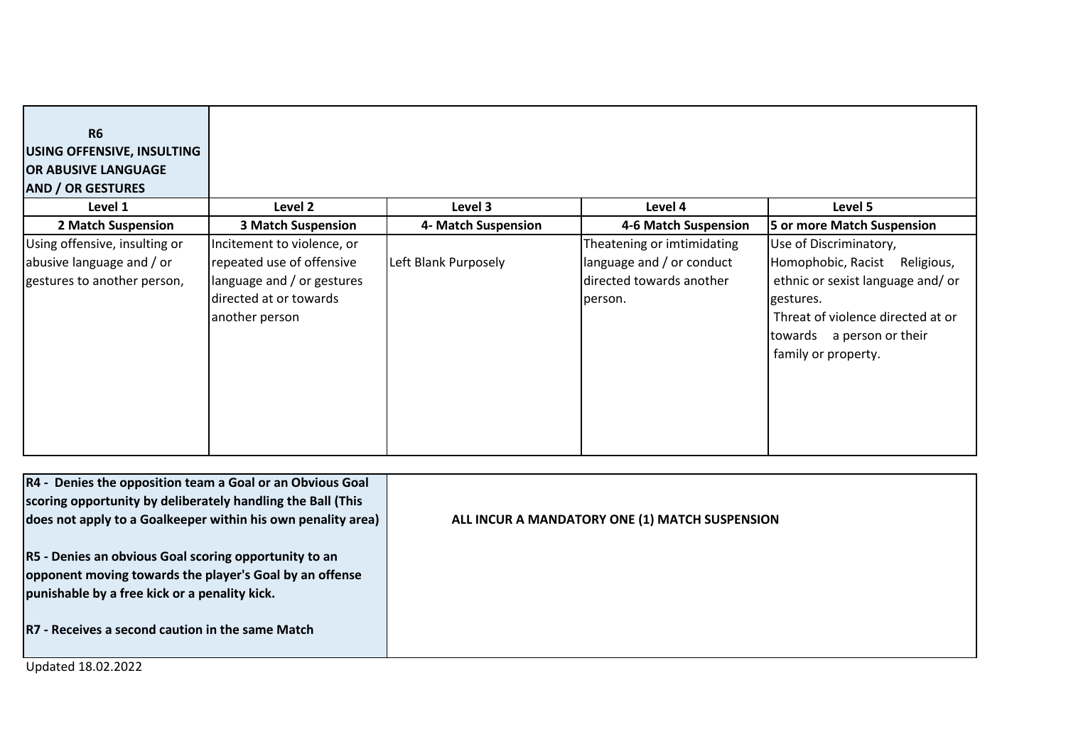| R6 USING OFFENSIVE, INSULTING OR ABUSIVE LANGUAGE AND / OR GESTURES | | | | |
|---|---|---|---|---|
| **Level 1** | **Level 2** | **Level 3** | **Level 4** | **Level 5** |
| **2 Match Suspension** | **3 Match Suspension** | **4- Match Suspension** | **4-6 Match Suspension** | **5 or more Match Suspension** |
| Using offensive, insulting or abusive language and / or gestures to another person, | Incitement to violence, or repeated use of offensive language and / or gestures directed at or towards another person | Left Blank Purposely | Theatening or imtimidating language and / or conduct directed towards another person. | Use of Discriminatory, Homophobic, Racist Religious, ethnic or sexist language and/ or gestures. Threat of violence directed at or towards a person or their family or property. |

| | |
|---|---|
| **R4 - Denies the opposition team a Goal or an Obvious Goal scoring opportunity by deliberately handling the Ball (This does not apply to a Goalkeeper within his own penality area)**<br><br>**R5 - Denies an obvious Goal scoring opportunity to an opponent moving towards the player's Goal by an offense punishable by a free kick or a penality kick.**<br><br>**R7 - Receives a second caution in the same Match** | **ALL INCUR A MANDATORY ONE (1) MATCH SUSPENSION** |

Updated 18.02.2022